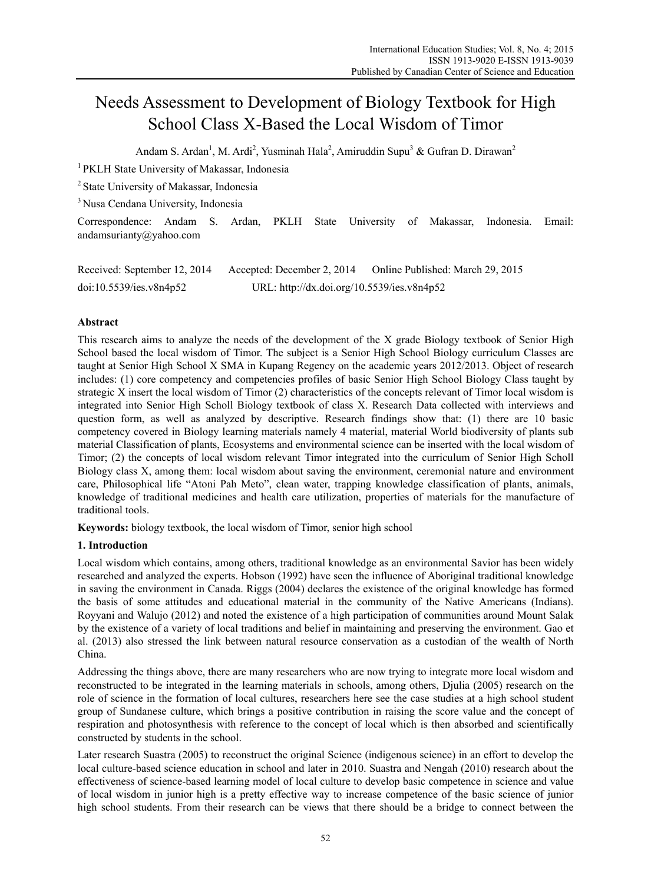# Needs Assessment to Development of Biology Textbook for High School Class X-Based the Local Wisdom of Timor

Andam S. Ardan[1], M. Ardi[2], Yusminah Hala[2], Amiruddin Supu[3] & Gufran D. Dirawan[2]

[1] PKLH State University of Makassar, Indonesia

[2] State University of Makassar, Indonesia

[3] Nusa Cendana University, Indonesia

Correspondence: Andam S. Ardan, PKLH State University of Makassar, Indonesia. Email: andamsurianty@yahoo.com

Received: September 12, 2014 Accepted: December 2, 2014 Online Published: March 29, 2015

doi:10.5539/ies.v8n4p52 URL: http://dx.doi.org/10.5539/ies.v8n4p52

## Abstract

This research aims to analyze the needs of the development of the X grade Biology textbook of Senior High School based the local wisdom of Timor. The subject is a Senior High School Biology curriculum Classes are taught at Senior High School X SMA in Kupang Regency on the academic years 2012/2013. Object of research includes: (1) core competency and competencies profiles of basic Senior High School Biology Class taught by strategic X insert the local wisdom of Timor (2) characteristics of the concepts relevant of Timor local wisdom is integrated into Senior High Scholl Biology textbook of class X. Research Data collected with interviews and question form, as well as analyzed by descriptive. Research findings show that: (1) there are 10 basic competency covered in Biology learning materials namely 4 material, material World biodiversity of plants sub material Classification of plants, Ecosystems and environmental science can be inserted with the local wisdom of Timor; (2) the concepts of local wisdom relevant Timor integrated into the curriculum of Senior High Scholl Biology class X, among them: local wisdom about saving the environment, ceremonial nature and environment care, Philosophical life "Atoni Pah Meto", clean water, trapping knowledge classification of plants, animals, knowledge of traditional medicines and health care utilization, properties of materials for the manufacture of traditional tools.

**Keywords:** biology textbook, the local wisdom of Timor, senior high school

## 1. Introduction

Local wisdom which contains, among others, traditional knowledge as an environmental Savior has been widely researched and analyzed the experts. Hobson (1992) have seen the influence of Aboriginal traditional knowledge in saving the environment in Canada. Riggs (2004) declares the existence of the original knowledge has formed the basis of some attitudes and educational material in the community of the Native Americans (Indians). Royyani and Walujo (2012) and noted the existence of a high participation of communities around Mount Salak by the existence of a variety of local traditions and belief in maintaining and preserving the environment. Gao et al. (2013) also stressed the link between natural resource conservation as a custodian of the wealth of North China.

Addressing the things above, there are many researchers who are now trying to integrate more local wisdom and reconstructed to be integrated in the learning materials in schools, among others, Djulia (2005) research on the role of science in the formation of local cultures, researchers here see the case studies at a high school student group of Sundanese culture, which brings a positive contribution in raising the score value and the concept of respiration and photosynthesis with reference to the concept of local which is then absorbed and scientifically constructed by students in the school.

Later research Suastra (2005) to reconstruct the original Science (indigenous science) in an effort to develop the local culture-based science education in school and later in 2010. Suastra and Nengah (2010) research about the effectiveness of science-based learning model of local culture to develop basic competence in science and value of local wisdom in junior high is a pretty effective way to increase competence of the basic science of junior high school students. From their research can be views that there should be a bridge to connect between the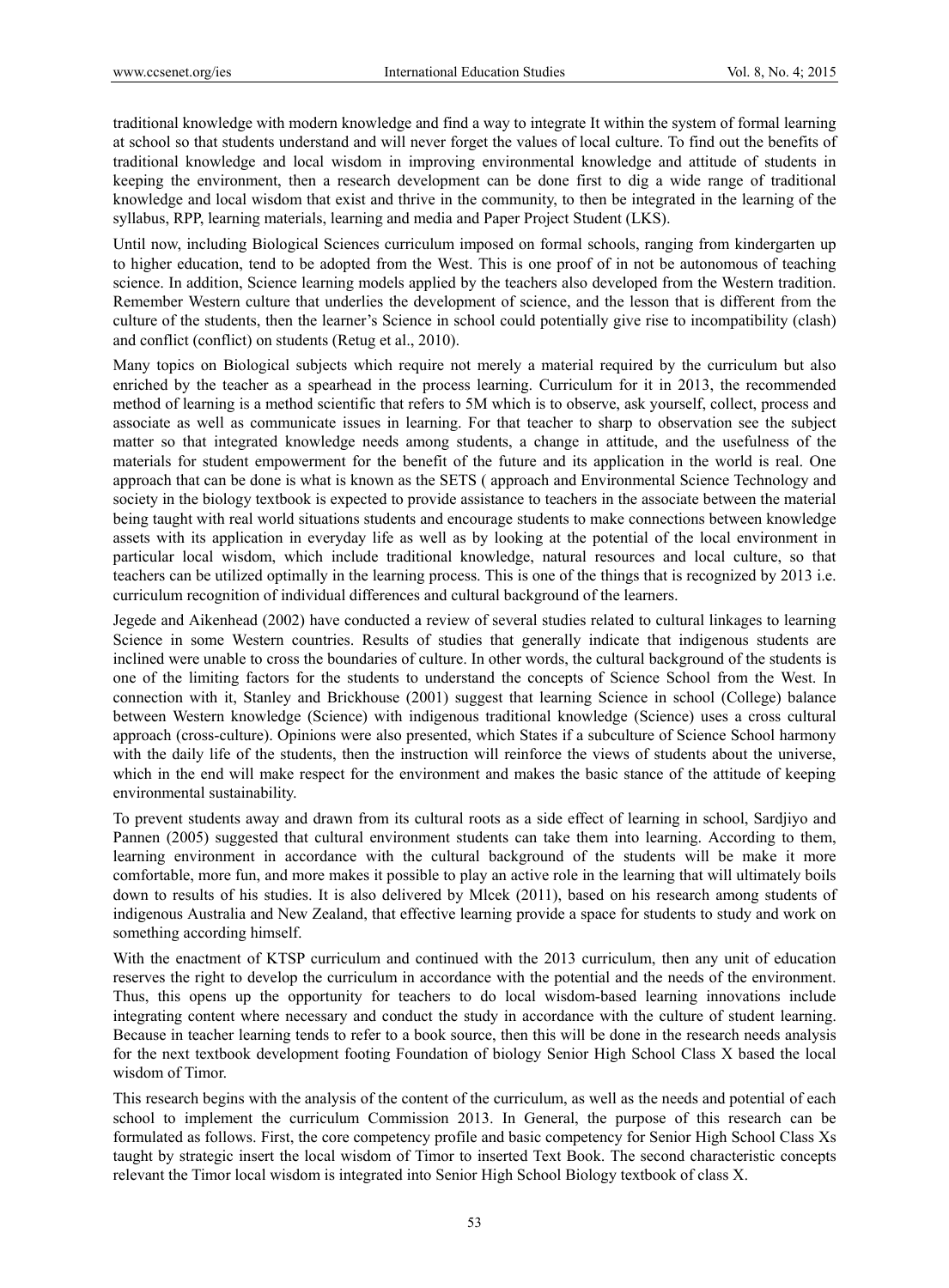traditional knowledge with modern knowledge and find a way to integrate It within the system of formal learning at school so that students understand and will never forget the values of local culture. To find out the benefits of traditional knowledge and local wisdom in improving environmental knowledge and attitude of students in keeping the environment, then a research development can be done first to dig a wide range of traditional knowledge and local wisdom that exist and thrive in the community, to then be integrated in the learning of the syllabus, RPP, learning materials, learning and media and Paper Project Student (LKS).

Until now, including Biological Sciences curriculum imposed on formal schools, ranging from kindergarten up to higher education, tend to be adopted from the West. This is one proof of in not be autonomous of teaching science. In addition, Science learning models applied by the teachers also developed from the Western tradition. Remember Western culture that underlies the development of science, and the lesson that is different from the culture of the students, then the learner's Science in school could potentially give rise to incompatibility (clash) and conflict (conflict) on students (Retug et al., 2010).

Many topics on Biological subjects which require not merely a material required by the curriculum but also enriched by the teacher as a spearhead in the process learning. Curriculum for it in 2013, the recommended method of learning is a method scientific that refers to 5M which is to observe, ask yourself, collect, process and associate as well as communicate issues in learning. For that teacher to sharp to observation see the subject matter so that integrated knowledge needs among students, a change in attitude, and the usefulness of the materials for student empowerment for the benefit of the future and its application in the world is real. One approach that can be done is what is known as the SETS ( approach and Environmental Science Technology and society in the biology textbook is expected to provide assistance to teachers in the associate between the material being taught with real world situations students and encourage students to make connections between knowledge assets with its application in everyday life as well as by looking at the potential of the local environment in particular local wisdom, which include traditional knowledge, natural resources and local culture, so that teachers can be utilized optimally in the learning process. This is one of the things that is recognized by 2013 i.e. curriculum recognition of individual differences and cultural background of the learners.

Jegede and Aikenhead (2002) have conducted a review of several studies related to cultural linkages to learning Science in some Western countries. Results of studies that generally indicate that indigenous students are inclined were unable to cross the boundaries of culture. In other words, the cultural background of the students is one of the limiting factors for the students to understand the concepts of Science School from the West. In connection with it, Stanley and Brickhouse (2001) suggest that learning Science in school (College) balance between Western knowledge (Science) with indigenous traditional knowledge (Science) uses a cross cultural approach (cross-culture). Opinions were also presented, which States if a subculture of Science School harmony with the daily life of the students, then the instruction will reinforce the views of students about the universe, which in the end will make respect for the environment and makes the basic stance of the attitude of keeping environmental sustainability.

To prevent students away and drawn from its cultural roots as a side effect of learning in school, Sardjiyo and Pannen (2005) suggested that cultural environment students can take them into learning. According to them, learning environment in accordance with the cultural background of the students will be make it more comfortable, more fun, and more makes it possible to play an active role in the learning that will ultimately boils down to results of his studies. It is also delivered by Mlcek (2011), based on his research among students of indigenous Australia and New Zealand, that effective learning provide a space for students to study and work on something according himself.

With the enactment of KTSP curriculum and continued with the 2013 curriculum, then any unit of education reserves the right to develop the curriculum in accordance with the potential and the needs of the environment. Thus, this opens up the opportunity for teachers to do local wisdom-based learning innovations include integrating content where necessary and conduct the study in accordance with the culture of student learning. Because in teacher learning tends to refer to a book source, then this will be done in the research needs analysis for the next textbook development footing Foundation of biology Senior High School Class X based the local wisdom of Timor.

This research begins with the analysis of the content of the curriculum, as well as the needs and potential of each school to implement the curriculum Commission 2013. In General, the purpose of this research can be formulated as follows. First, the core competency profile and basic competency for Senior High School Class Xs taught by strategic insert the local wisdom of Timor to inserted Text Book. The second characteristic concepts relevant the Timor local wisdom is integrated into Senior High School Biology textbook of class X.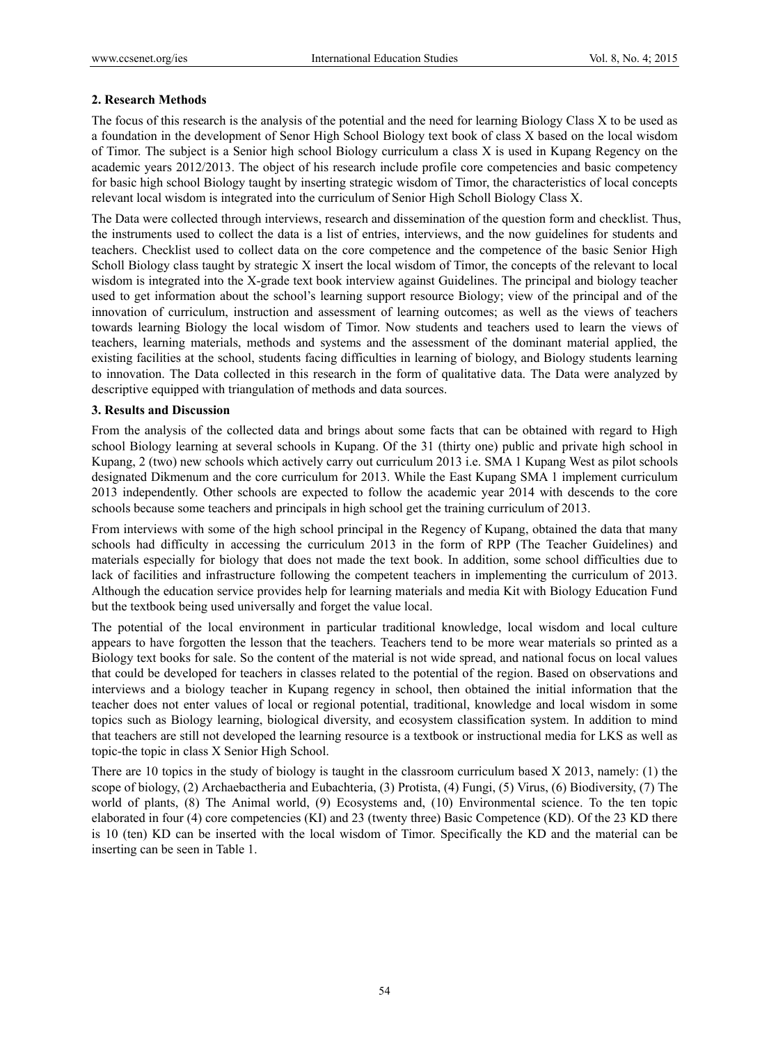## 2. Research Methods

The focus of this research is the analysis of the potential and the need for learning Biology Class X to be used as a foundation in the development of Senor High School Biology text book of class X based on the local wisdom of Timor. The subject is a Senior high school Biology curriculum a class X is used in Kupang Regency on the academic years 2012/2013. The object of his research include profile core competencies and basic competency for basic high school Biology taught by inserting strategic wisdom of Timor, the characteristics of local concepts relevant local wisdom is integrated into the curriculum of Senior High Scholl Biology Class X.

The Data were collected through interviews, research and dissemination of the question form and checklist. Thus, the instruments used to collect the data is a list of entries, interviews, and the now guidelines for students and teachers. Checklist used to collect data on the core competence and the competence of the basic Senior High Scholl Biology class taught by strategic X insert the local wisdom of Timor, the concepts of the relevant to local wisdom is integrated into the X-grade text book interview against Guidelines. The principal and biology teacher used to get information about the school's learning support resource Biology; view of the principal and of the innovation of curriculum, instruction and assessment of learning outcomes; as well as the views of teachers towards learning Biology the local wisdom of Timor. Now students and teachers used to learn the views of teachers, learning materials, methods and systems and the assessment of the dominant material applied, the existing facilities at the school, students facing difficulties in learning of biology, and Biology students learning to innovation. The Data collected in this research in the form of qualitative data. The Data were analyzed by descriptive equipped with triangulation of methods and data sources.

## 3. Results and Discussion

From the analysis of the collected data and brings about some facts that can be obtained with regard to High school Biology learning at several schools in Kupang. Of the 31 (thirty one) public and private high school in Kupang, 2 (two) new schools which actively carry out curriculum 2013 i.e. SMA 1 Kupang West as pilot schools designated Dikmenum and the core curriculum for 2013. While the East Kupang SMA 1 implement curriculum 2013 independently. Other schools are expected to follow the academic year 2014 with descends to the core schools because some teachers and principals in high school get the training curriculum of 2013.

From interviews with some of the high school principal in the Regency of Kupang, obtained the data that many schools had difficulty in accessing the curriculum 2013 in the form of RPP (The Teacher Guidelines) and materials especially for biology that does not made the text book. In addition, some school difficulties due to lack of facilities and infrastructure following the competent teachers in implementing the curriculum of 2013. Although the education service provides help for learning materials and media Kit with Biology Education Fund but the textbook being used universally and forget the value local.

The potential of the local environment in particular traditional knowledge, local wisdom and local culture appears to have forgotten the lesson that the teachers. Teachers tend to be more wear materials so printed as a Biology text books for sale. So the content of the material is not wide spread, and national focus on local values that could be developed for teachers in classes related to the potential of the region. Based on observations and interviews and a biology teacher in Kupang regency in school, then obtained the initial information that the teacher does not enter values of local or regional potential, traditional, knowledge and local wisdom in some topics such as Biology learning, biological diversity, and ecosystem classification system. In addition to mind that teachers are still not developed the learning resource is a textbook or instructional media for LKS as well as topic-the topic in class X Senior High School.

There are 10 topics in the study of biology is taught in the classroom curriculum based X 2013, namely: (1) the scope of biology, (2) Archaebactheria and Eubachteria, (3) Protista, (4) Fungi, (5) Virus, (6) Biodiversity, (7) The world of plants, (8) The Animal world, (9) Ecosystems and, (10) Environmental science. To the ten topic elaborated in four (4) core competencies (KI) and 23 (twenty three) Basic Competence (KD). Of the 23 KD there is 10 (ten) KD can be inserted with the local wisdom of Timor. Specifically the KD and the material can be inserting can be seen in Table 1.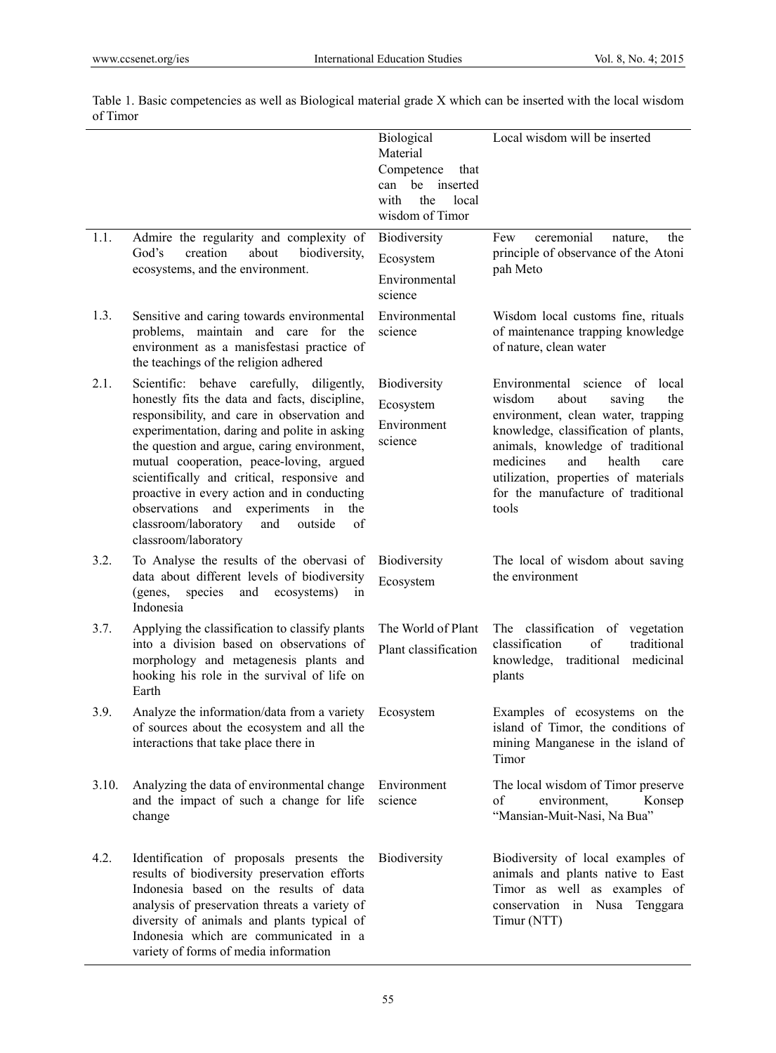Table 1. Basic competencies as well as Biological material grade X which can be inserted with the local wisdom of Timor

| | | Biological Material Competence that can be inserted with the local wisdom of Timor | Local wisdom will be inserted |
|---|---|---|---|
| 1.1. | Admire the regularity and complexity of God's creation about biodiversity, ecosystems, and the environment. | Biodiversity<br>Ecosystem<br>Environmental science | Few ceremonial nature, the principle of observance of the Atoni pah Meto |
| 1.3. | Sensitive and caring towards environmental problems, maintain and care for the environment as a manisfestasi practice of the teachings of the religion adhered | Environmental science | Wisdom local customs fine, rituals of maintenance trapping knowledge of nature, clean water |
| 2.1. | Scientific: behave carefully, diligently, honestly fits the data and facts, discipline, responsibility, and care in observation and experimentation, daring and polite in asking the question and argue, caring environment, mutual cooperation, peace-loving, argued scientifically and critical, responsive and proactive in every action and in conducting observations and experiments in the classroom/laboratory and outside of classroom/laboratory | Biodiversity<br>Ecosystem<br>Environment science | Environmental science of local wisdom about saving the environment, clean water, trapping knowledge, classification of plants, animals, knowledge of traditional medicines and health care utilization, properties of materials for the manufacture of traditional tools |
| 3.2. | To Analyse the results of the obervasi of data about different levels of biodiversity (genes, species and ecosystems) in Indonesia | Biodiversity<br>Ecosystem | The local of wisdom about saving the environment |
| 3.7. | Applying the classification to classify plants into a division based on observations of morphology and metagenesis plants and hooking his role in the survival of life on Earth | The World of Plant<br>Plant classification | The classification of vegetation classification of traditional knowledge, traditional medicinal plants |
| 3.9. | Analyze the information/data from a variety of sources about the ecosystem and all the interactions that take place there in | Ecosystem | Examples of ecosystems on the island of Timor, the conditions of mining Manganese in the island of Timor |
| 3.10. | Analyzing the data of environmental change and the impact of such a change for life change | Environment science | The local wisdom of Timor preserve of environment, Konsep "Mansian-Muit-Nasi, Na Bua" |
| 4.2. | Identification of proposals presents the results of biodiversity preservation efforts Indonesia based on the results of data analysis of preservation threats a variety of diversity of animals and plants typical of Indonesia which are communicated in a variety of forms of media information | Biodiversity | Biodiversity of local examples of animals and plants native to East Timor as well as examples of conservation in Nusa Tenggara Timur (NTT) |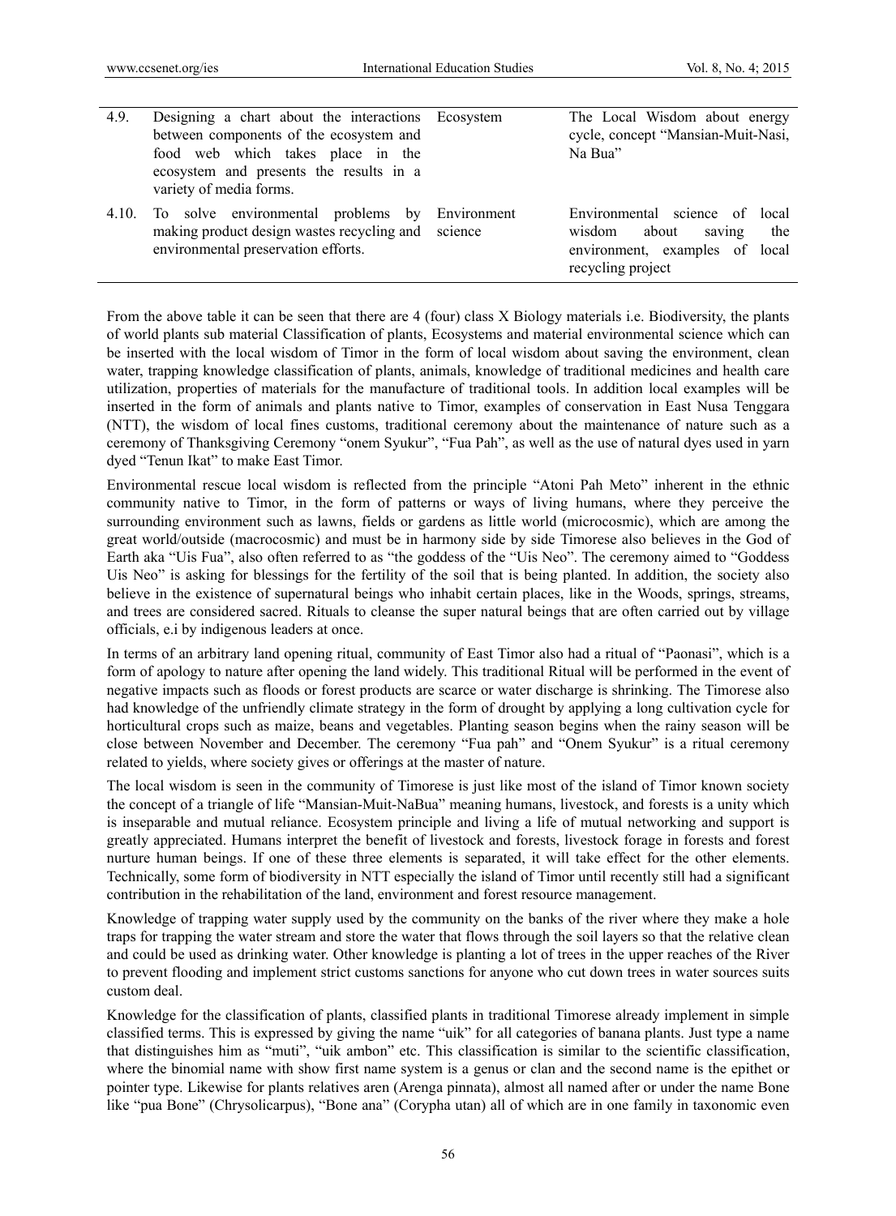| 4.9. | Designing a chart about the interactions between components of the ecosystem and food web which takes place in the ecosystem and presents the results in a variety of media forms. | Ecosystem | The Local Wisdom about energy cycle, concept "Mansian-Muit-Nasi, Na Bua" |
|---|---|---|---|
| 4.10. | To solve environmental problems by making product design wastes recycling and environmental preservation efforts. | Environment science | Environmental science of local wisdom about saving the environment, examples of local recycling project |

From the above table it can be seen that there are 4 (four) class X Biology materials i.e. Biodiversity, the plants of world plants sub material Classification of plants, Ecosystems and material environmental science which can be inserted with the local wisdom of Timor in the form of local wisdom about saving the environment, clean water, trapping knowledge classification of plants, animals, knowledge of traditional medicines and health care utilization, properties of materials for the manufacture of traditional tools. In addition local examples will be inserted in the form of animals and plants native to Timor, examples of conservation in East Nusa Tenggara (NTT), the wisdom of local fines customs, traditional ceremony about the maintenance of nature such as a ceremony of Thanksgiving Ceremony "onem Syukur", "Fua Pah", as well as the use of natural dyes used in yarn dyed "Tenun Ikat" to make East Timor.

Environmental rescue local wisdom is reflected from the principle "Atoni Pah Meto" inherent in the ethnic community native to Timor, in the form of patterns or ways of living humans, where they perceive the surrounding environment such as lawns, fields or gardens as little world (microcosmic), which are among the great world/outside (macrocosmic) and must be in harmony side by side Timorese also believes in the God of Earth aka "Uis Fua", also often referred to as "the goddess of the "Uis Neo". The ceremony aimed to "Goddess Uis Neo" is asking for blessings for the fertility of the soil that is being planted. In addition, the society also believe in the existence of supernatural beings who inhabit certain places, like in the Woods, springs, streams, and trees are considered sacred. Rituals to cleanse the super natural beings that are often carried out by village officials, e.i by indigenous leaders at once.

In terms of an arbitrary land opening ritual, community of East Timor also had a ritual of "Paonasi", which is a form of apology to nature after opening the land widely. This traditional Ritual will be performed in the event of negative impacts such as floods or forest products are scarce or water discharge is shrinking. The Timorese also had knowledge of the unfriendly climate strategy in the form of drought by applying a long cultivation cycle for horticultural crops such as maize, beans and vegetables. Planting season begins when the rainy season will be close between November and December. The ceremony "Fua pah" and "Onem Syukur" is a ritual ceremony related to yields, where society gives or offerings at the master of nature.

The local wisdom is seen in the community of Timorese is just like most of the island of Timor known society the concept of a triangle of life "Mansian-Muit-NaBua" meaning humans, livestock, and forests is a unity which is inseparable and mutual reliance. Ecosystem principle and living a life of mutual networking and support is greatly appreciated. Humans interpret the benefit of livestock and forests, livestock forage in forests and forest nurture human beings. If one of these three elements is separated, it will take effect for the other elements. Technically, some form of biodiversity in NTT especially the island of Timor until recently still had a significant contribution in the rehabilitation of the land, environment and forest resource management.

Knowledge of trapping water supply used by the community on the banks of the river where they make a hole traps for trapping the water stream and store the water that flows through the soil layers so that the relative clean and could be used as drinking water. Other knowledge is planting a lot of trees in the upper reaches of the River to prevent flooding and implement strict customs sanctions for anyone who cut down trees in water sources suits custom deal.

Knowledge for the classification of plants, classified plants in traditional Timorese already implement in simple classified terms. This is expressed by giving the name "uik" for all categories of banana plants. Just type a name that distinguishes him as "muti", "uik ambon" etc. This classification is similar to the scientific classification, where the binomial name with show first name system is a genus or clan and the second name is the epithet or pointer type. Likewise for plants relatives aren (Arenga pinnata), almost all named after or under the name Bone like "pua Bone" (Chrysolicarpus), "Bone ana" (Corypha utan) all of which are in one family in taxonomic even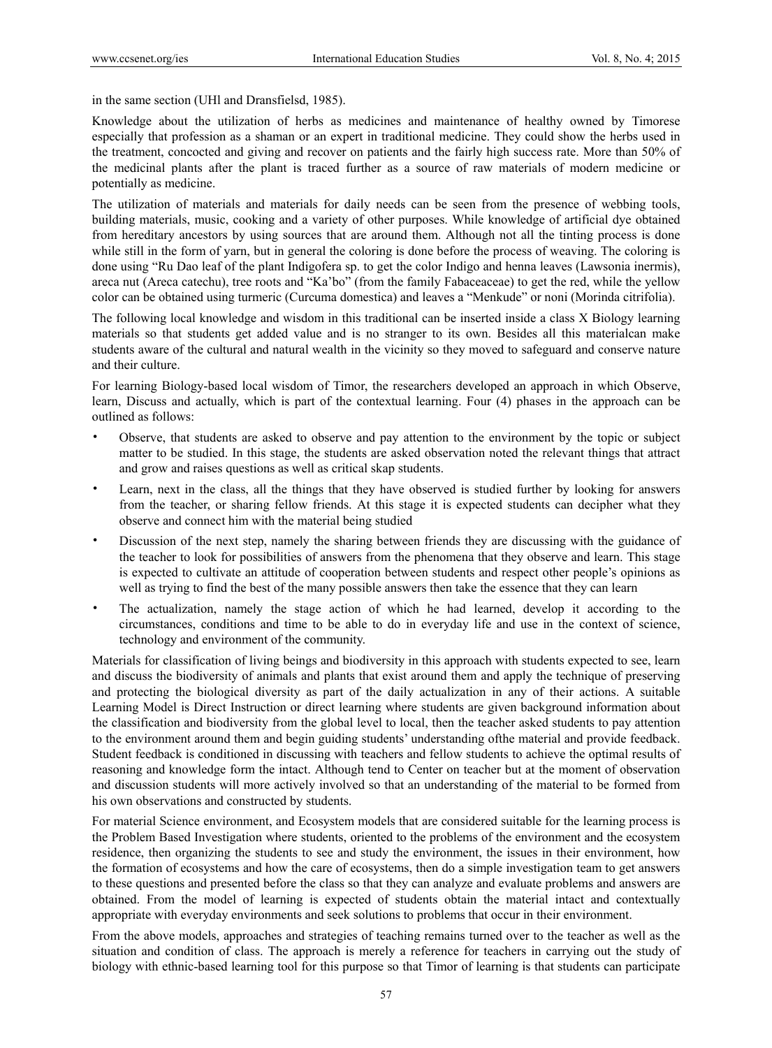in the same section (UHl and Dransfielsd, 1985).

Knowledge about the utilization of herbs as medicines and maintenance of healthy owned by Timorese especially that profession as a shaman or an expert in traditional medicine. They could show the herbs used in the treatment, concocted and giving and recover on patients and the fairly high success rate. More than 50% of the medicinal plants after the plant is traced further as a source of raw materials of modern medicine or potentially as medicine.

The utilization of materials and materials for daily needs can be seen from the presence of webbing tools, building materials, music, cooking and a variety of other purposes. While knowledge of artificial dye obtained from hereditary ancestors by using sources that are around them. Although not all the tinting process is done while still in the form of yarn, but in general the coloring is done before the process of weaving. The coloring is done using "Ru Dao leaf of the plant Indigofera sp. to get the color Indigo and henna leaves (Lawsonia inermis), areca nut (Areca catechu), tree roots and "Ka'bo" (from the family Fabaceaceae) to get the red, while the yellow color can be obtained using turmeric (Curcuma domestica) and leaves a "Menkude" or noni (Morinda citrifolia).

The following local knowledge and wisdom in this traditional can be inserted inside a class X Biology learning materials so that students get added value and is no stranger to its own. Besides all this materialcan make students aware of the cultural and natural wealth in the vicinity so they moved to safeguard and conserve nature and their culture.

For learning Biology-based local wisdom of Timor, the researchers developed an approach in which Observe, learn, Discuss and actually, which is part of the contextual learning. Four (4) phases in the approach can be outlined as follows:

- Observe, that students are asked to observe and pay attention to the environment by the topic or subject matter to be studied. In this stage, the students are asked observation noted the relevant things that attract and grow and raises questions as well as critical skap students.
- Learn, next in the class, all the things that they have observed is studied further by looking for answers from the teacher, or sharing fellow friends. At this stage it is expected students can decipher what they observe and connect him with the material being studied
- Discussion of the next step, namely the sharing between friends they are discussing with the guidance of the teacher to look for possibilities of answers from the phenomena that they observe and learn. This stage is expected to cultivate an attitude of cooperation between students and respect other people's opinions as well as trying to find the best of the many possible answers then take the essence that they can learn
- The actualization, namely the stage action of which he had learned, develop it according to the circumstances, conditions and time to be able to do in everyday life and use in the context of science, technology and environment of the community.

Materials for classification of living beings and biodiversity in this approach with students expected to see, learn and discuss the biodiversity of animals and plants that exist around them and apply the technique of preserving and protecting the biological diversity as part of the daily actualization in any of their actions. A suitable Learning Model is Direct Instruction or direct learning where students are given background information about the classification and biodiversity from the global level to local, then the teacher asked students to pay attention to the environment around them and begin guiding students' understanding ofthe material and provide feedback. Student feedback is conditioned in discussing with teachers and fellow students to achieve the optimal results of reasoning and knowledge form the intact. Although tend to Center on teacher but at the moment of observation and discussion students will more actively involved so that an understanding of the material to be formed from his own observations and constructed by students.

For material Science environment, and Ecosystem models that are considered suitable for the learning process is the Problem Based Investigation where students, oriented to the problems of the environment and the ecosystem residence, then organizing the students to see and study the environment, the issues in their environment, how the formation of ecosystems and how the care of ecosystems, then do a simple investigation team to get answers to these questions and presented before the class so that they can analyze and evaluate problems and answers are obtained. From the model of learning is expected of students obtain the material intact and contextually appropriate with everyday environments and seek solutions to problems that occur in their environment.

From the above models, approaches and strategies of teaching remains turned over to the teacher as well as the situation and condition of class. The approach is merely a reference for teachers in carrying out the study of biology with ethnic-based learning tool for this purpose so that Timor of learning is that students can participate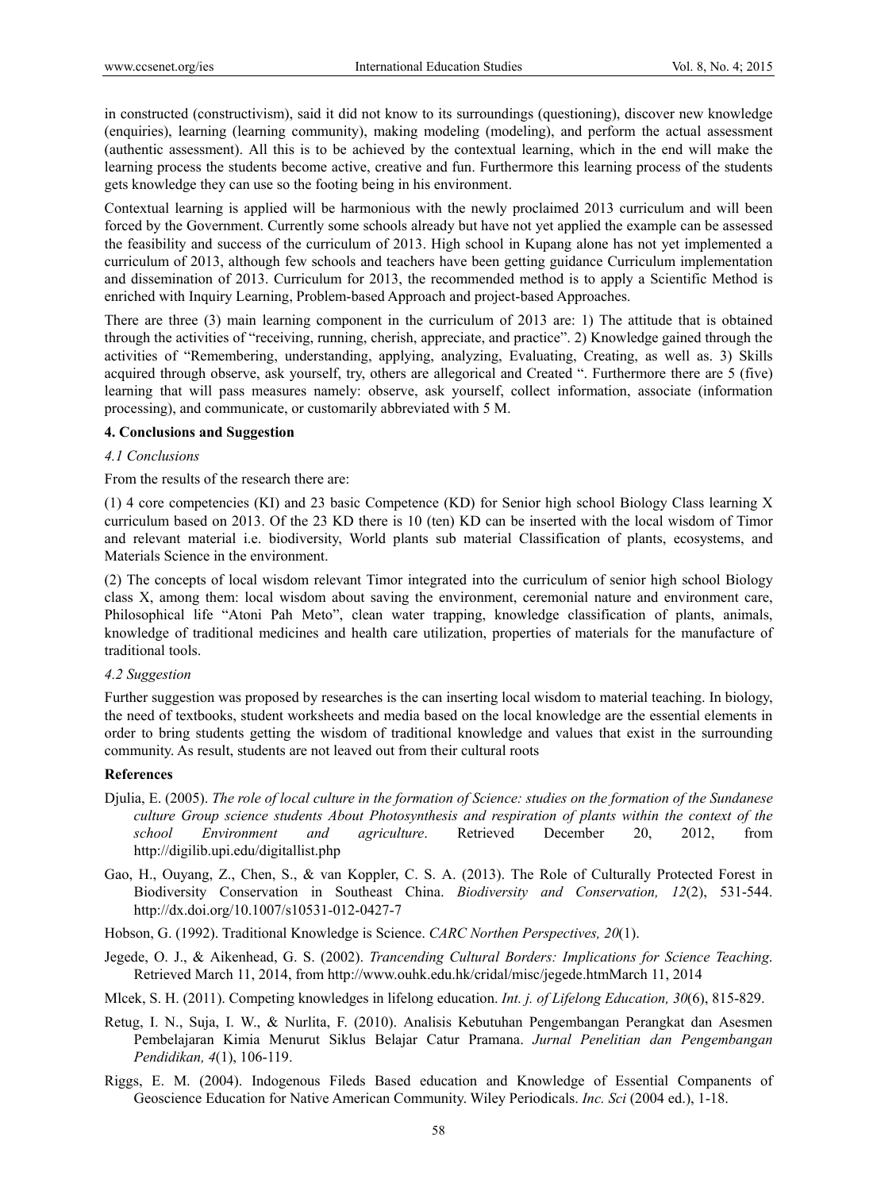in constructed (constructivism), said it did not know to its surroundings (questioning), discover new knowledge (enquiries), learning (learning community), making modeling (modeling), and perform the actual assessment (authentic assessment). All this is to be achieved by the contextual learning, which in the end will make the learning process the students become active, creative and fun. Furthermore this learning process of the students gets knowledge they can use so the footing being in his environment.

Contextual learning is applied will be harmonious with the newly proclaimed 2013 curriculum and will been forced by the Government. Currently some schools already but have not yet applied the example can be assessed the feasibility and success of the curriculum of 2013. High school in Kupang alone has not yet implemented a curriculum of 2013, although few schools and teachers have been getting guidance Curriculum implementation and dissemination of 2013. Curriculum for 2013, the recommended method is to apply a Scientific Method is enriched with Inquiry Learning, Problem-based Approach and project-based Approaches.

There are three (3) main learning component in the curriculum of 2013 are: 1) The attitude that is obtained through the activities of "receiving, running, cherish, appreciate, and practice". 2) Knowledge gained through the activities of "Remembering, understanding, applying, analyzing, Evaluating, Creating, as well as. 3) Skills acquired through observe, ask yourself, try, others are allegorical and Created ". Furthermore there are 5 (five) learning that will pass measures namely: observe, ask yourself, collect information, associate (information processing), and communicate, or customarily abbreviated with 5 M.

## 4. Conclusions and Suggestion

### *4.1 Conclusions*

From the results of the research there are:

(1) 4 core competencies (KI) and 23 basic Competence (KD) for Senior high school Biology Class learning X curriculum based on 2013. Of the 23 KD there is 10 (ten) KD can be inserted with the local wisdom of Timor and relevant material i.e. biodiversity, World plants sub material Classification of plants, ecosystems, and Materials Science in the environment.

(2) The concepts of local wisdom relevant Timor integrated into the curriculum of senior high school Biology class X, among them: local wisdom about saving the environment, ceremonial nature and environment care, Philosophical life "Atoni Pah Meto", clean water trapping, knowledge classification of plants, animals, knowledge of traditional medicines and health care utilization, properties of materials for the manufacture of traditional tools.

### *4.2 Suggestion*

Further suggestion was proposed by researches is the can inserting local wisdom to material teaching. In biology, the need of textbooks, student worksheets and media based on the local knowledge are the essential elements in order to bring students getting the wisdom of traditional knowledge and values that exist in the surrounding community. As result, students are not leaved out from their cultural roots

## References

Djulia, E. (2005). *The role of local culture in the formation of Science: studies on the formation of the Sundanese culture Group science students About Photosynthesis and respiration of plants within the context of the school Environment and agriculture*. Retrieved December 20, 2012, from http://digilib.upi.edu/digitallist.php

Gao, H., Ouyang, Z., Chen, S., & van Koppler, C. S. A. (2013). The Role of Culturally Protected Forest in Biodiversity Conservation in Southeast China. *Biodiversity and Conservation, 12*(2), 531-544. http://dx.doi.org/10.1007/s10531-012-0427-7

Hobson, G. (1992). Traditional Knowledge is Science. *CARC Northen Perspectives, 20*(1).

Jegede, O. J., & Aikenhead, G. S. (2002). *Trancending Cultural Borders: Implications for Science Teaching*. Retrieved March 11, 2014, from http://www.ouhk.edu.hk/cridal/misc/jegede.htmMarch 11, 2014

Mlcek, S. H. (2011). Competing knowledges in lifelong education. *Int. j. of Lifelong Education, 30*(6), 815-829.

Retug, I. N., Suja, I. W., & Nurlita, F. (2010). Analisis Kebutuhan Pengembangan Perangkat dan Asesmen Pembelajaran Kimia Menurut Siklus Belajar Catur Pramana. *Jurnal Penelitian dan Pengembangan Pendidikan, 4*(1), 106-119.

Riggs, E. M. (2004). Indogenous Fileds Based education and Knowledge of Essential Companents of Geoscience Education for Native American Community. Wiley Periodicals. *Inc. Sci* (2004 ed.), 1-18.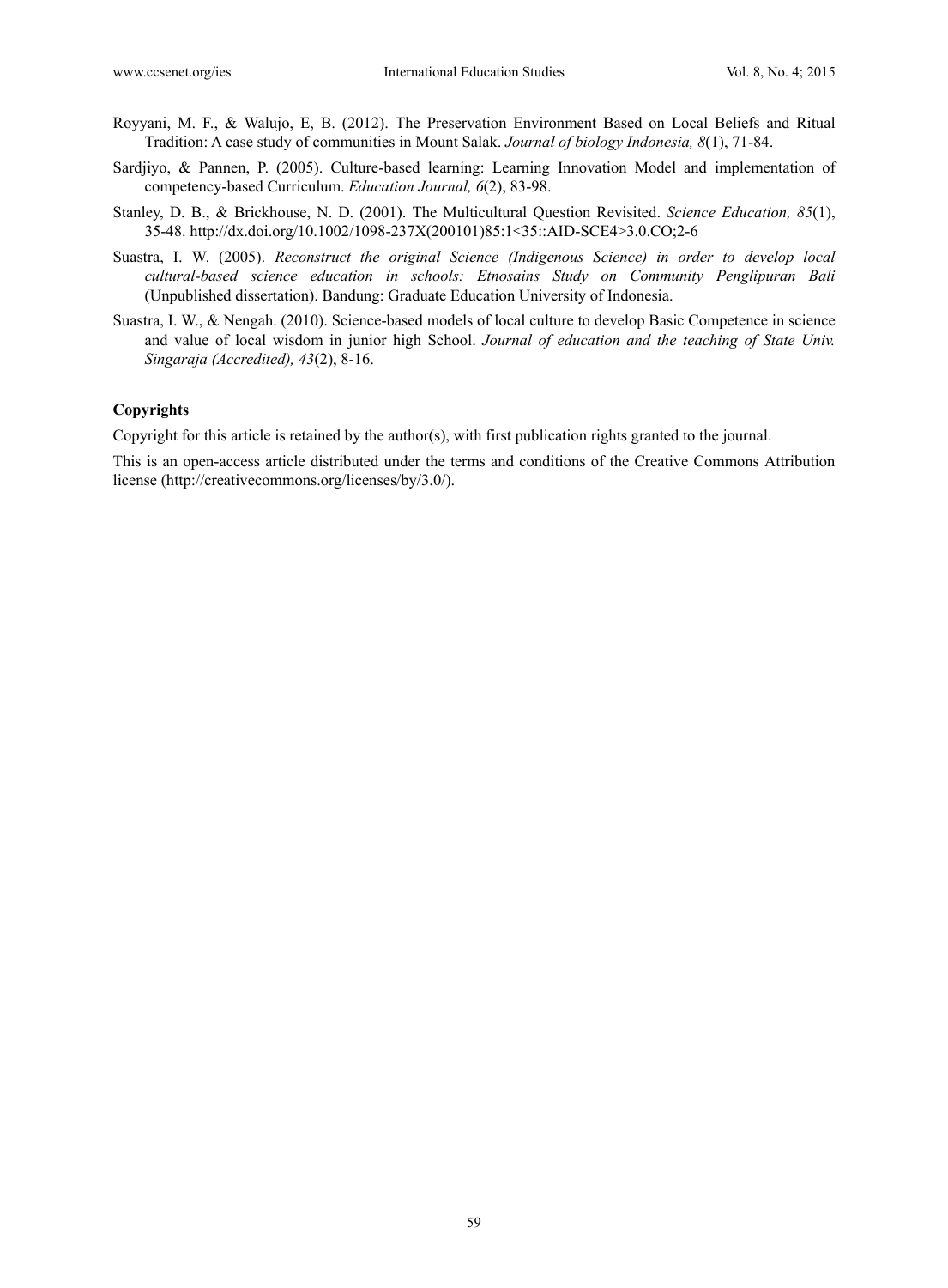Royyani, M. F., & Walujo, E, B. (2012). The Preservation Environment Based on Local Beliefs and Ritual Tradition: A case study of communities in Mount Salak. *Journal of biology Indonesia, 8*(1), 71-84.

Sardjiyo, & Pannen, P. (2005). Culture-based learning: Learning Innovation Model and implementation of competency-based Curriculum. *Education Journal, 6*(2), 83-98.

Stanley, D. B., & Brickhouse, N. D. (2001). The Multicultural Question Revisited. *Science Education, 85*(1), 35-48. http://dx.doi.org/10.1002/1098-237X(200101)85:1<35::AID-SCE4>3.0.CO;2-6

Suastra, I. W. (2005). *Reconstruct the original Science (Indigenous Science) in order to develop local cultural-based science education in schools: Etnosains Study on Community Penglipuran Bali* (Unpublished dissertation). Bandung: Graduate Education University of Indonesia.

Suastra, I. W., & Nengah. (2010). Science-based models of local culture to develop Basic Competence in science and value of local wisdom in junior high School. *Journal of education and the teaching of State Univ. Singaraja (Accredited), 43*(2), 8-16.

**Copyrights**

Copyright for this article is retained by the author(s), with first publication rights granted to the journal.

This is an open-access article distributed under the terms and conditions of the Creative Commons Attribution license (http://creativecommons.org/licenses/by/3.0/).